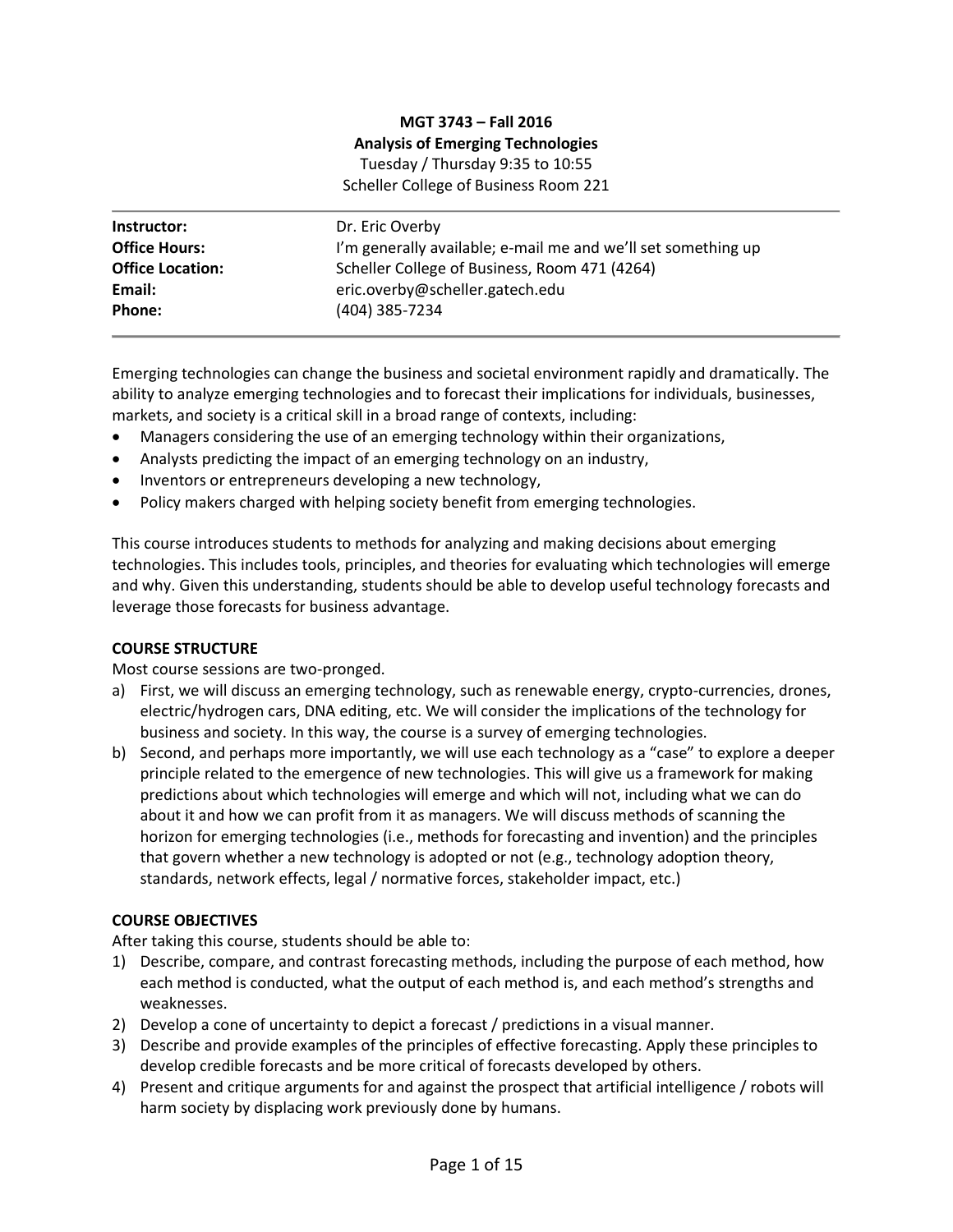**MGT 3743 – Fall 2016**
**Analysis of Emerging Technologies**
Tuesday / Thursday 9:35 to 10:55
Scheller College of Business Room 221

| | |
|---|---|
| **Instructor:** | Dr. Eric Overby |
| **Office Hours:** | I'm generally available; e-mail me and we'll set something up |
| **Office Location:** | Scheller College of Business, Room 471 (4264) |
| **Email:** | eric.overby@scheller.gatech.edu |
| **Phone:** | (404) 385-7234 |

Emerging technologies can change the business and societal environment rapidly and dramatically. The ability to analyze emerging technologies and to forecast their implications for individuals, businesses, markets, and society is a critical skill in a broad range of contexts, including:

- Managers considering the use of an emerging technology within their organizations,
- Analysts predicting the impact of an emerging technology on an industry,
- Inventors or entrepreneurs developing a new technology,
- Policy makers charged with helping society benefit from emerging technologies.

This course introduces students to methods for analyzing and making decisions about emerging technologies. This includes tools, principles, and theories for evaluating which technologies will emerge and why. Given this understanding, students should be able to develop useful technology forecasts and leverage those forecasts for business advantage.

**COURSE STRUCTURE**

Most course sessions are two-pronged.

a) First, we will discuss an emerging technology, such as renewable energy, crypto-currencies, drones, electric/hydrogen cars, DNA editing, etc. We will consider the implications of the technology for business and society. In this way, the course is a survey of emerging technologies.
b) Second, and perhaps more importantly, we will use each technology as a "case" to explore a deeper principle related to the emergence of new technologies. This will give us a framework for making predictions about which technologies will emerge and which will not, including what we can do about it and how we can profit from it as managers. We will discuss methods of scanning the horizon for emerging technologies (i.e., methods for forecasting and invention) and the principles that govern whether a new technology is adopted or not (e.g., technology adoption theory, standards, network effects, legal / normative forces, stakeholder impact, etc.)

**COURSE OBJECTIVES**

After taking this course, students should be able to:

1) Describe, compare, and contrast forecasting methods, including the purpose of each method, how each method is conducted, what the output of each method is, and each method's strengths and weaknesses.
2) Develop a cone of uncertainty to depict a forecast / predictions in a visual manner.
3) Describe and provide examples of the principles of effective forecasting. Apply these principles to develop credible forecasts and be more critical of forecasts developed by others.
4) Present and critique arguments for and against the prospect that artificial intelligence / robots will harm society by displacing work previously done by humans.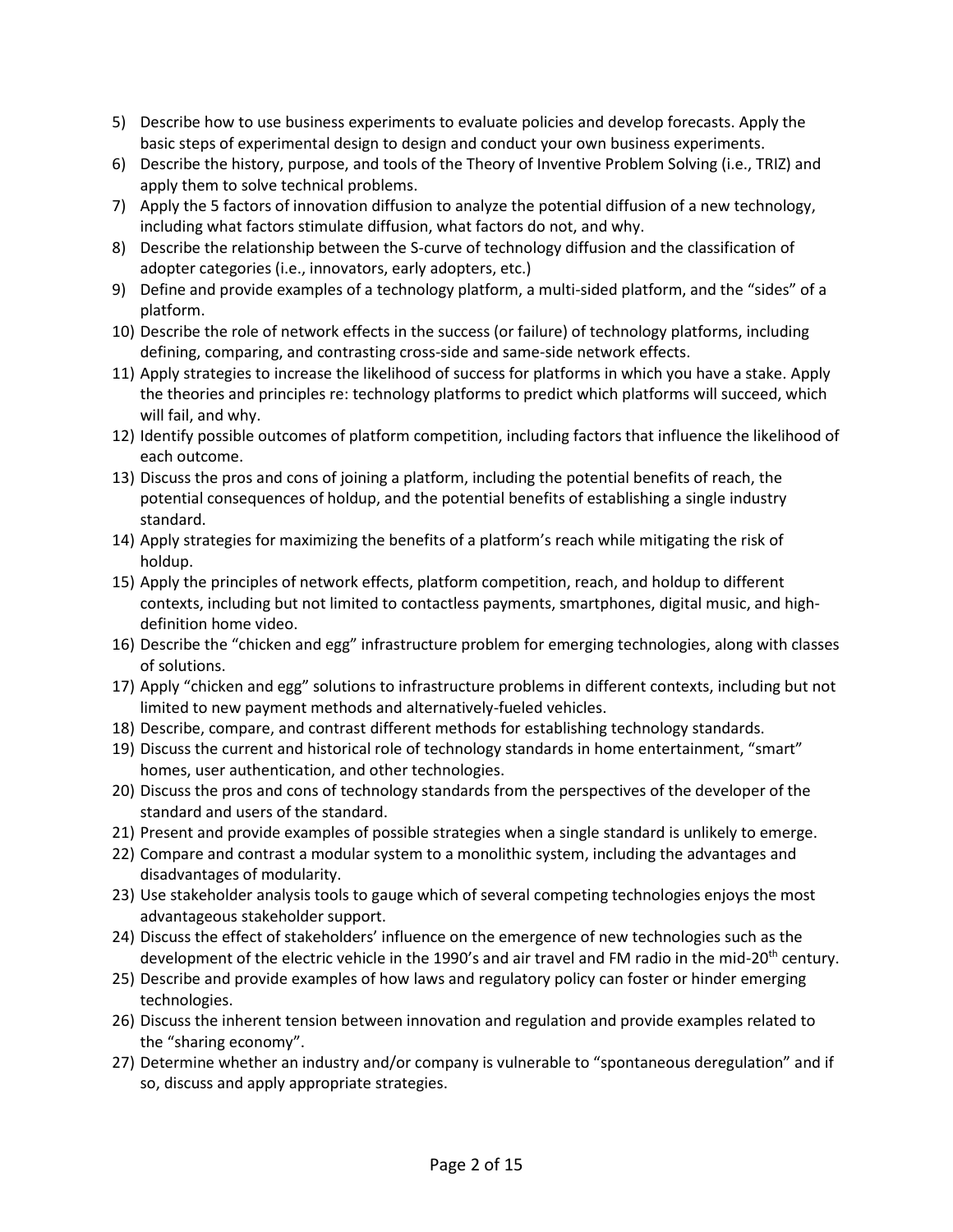5) Describe how to use business experiments to evaluate policies and develop forecasts. Apply the basic steps of experimental design to design and conduct your own business experiments.
6) Describe the history, purpose, and tools of the Theory of Inventive Problem Solving (i.e., TRIZ) and apply them to solve technical problems.
7) Apply the 5 factors of innovation diffusion to analyze the potential diffusion of a new technology, including what factors stimulate diffusion, what factors do not, and why.
8) Describe the relationship between the S-curve of technology diffusion and the classification of adopter categories (i.e., innovators, early adopters, etc.)
9) Define and provide examples of a technology platform, a multi-sided platform, and the "sides" of a platform.
10) Describe the role of network effects in the success (or failure) of technology platforms, including defining, comparing, and contrasting cross-side and same-side network effects.
11) Apply strategies to increase the likelihood of success for platforms in which you have a stake. Apply the theories and principles re: technology platforms to predict which platforms will succeed, which will fail, and why.
12) Identify possible outcomes of platform competition, including factors that influence the likelihood of each outcome.
13) Discuss the pros and cons of joining a platform, including the potential benefits of reach, the potential consequences of holdup, and the potential benefits of establishing a single industry standard.
14) Apply strategies for maximizing the benefits of a platform's reach while mitigating the risk of holdup.
15) Apply the principles of network effects, platform competition, reach, and holdup to different contexts, including but not limited to contactless payments, smartphones, digital music, and high-definition home video.
16) Describe the "chicken and egg" infrastructure problem for emerging technologies, along with classes of solutions.
17) Apply "chicken and egg" solutions to infrastructure problems in different contexts, including but not limited to new payment methods and alternatively-fueled vehicles.
18) Describe, compare, and contrast different methods for establishing technology standards.
19) Discuss the current and historical role of technology standards in home entertainment, "smart" homes, user authentication, and other technologies.
20) Discuss the pros and cons of technology standards from the perspectives of the developer of the standard and users of the standard.
21) Present and provide examples of possible strategies when a single standard is unlikely to emerge.
22) Compare and contrast a modular system to a monolithic system, including the advantages and disadvantages of modularity.
23) Use stakeholder analysis tools to gauge which of several competing technologies enjoys the most advantageous stakeholder support.
24) Discuss the effect of stakeholders' influence on the emergence of new technologies such as the development of the electric vehicle in the 1990's and air travel and FM radio in the mid-20th century.
25) Describe and provide examples of how laws and regulatory policy can foster or hinder emerging technologies.
26) Discuss the inherent tension between innovation and regulation and provide examples related to the "sharing economy".
27) Determine whether an industry and/or company is vulnerable to "spontaneous deregulation" and if so, discuss and apply appropriate strategies.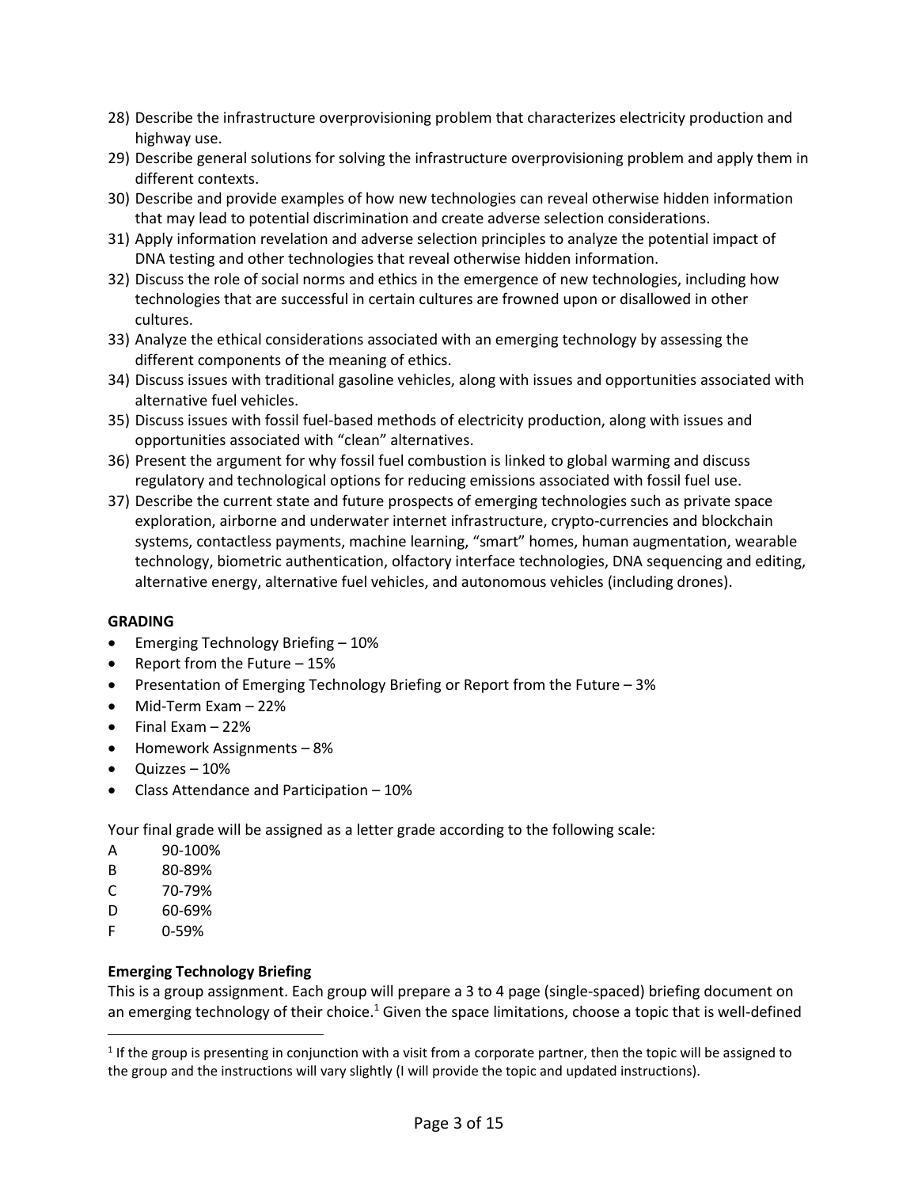28) Describe the infrastructure overprovisioning problem that characterizes electricity production and highway use.
29) Describe general solutions for solving the infrastructure overprovisioning problem and apply them in different contexts.
30) Describe and provide examples of how new technologies can reveal otherwise hidden information that may lead to potential discrimination and create adverse selection considerations.
31) Apply information revelation and adverse selection principles to analyze the potential impact of DNA testing and other technologies that reveal otherwise hidden information.
32) Discuss the role of social norms and ethics in the emergence of new technologies, including how technologies that are successful in certain cultures are frowned upon or disallowed in other cultures.
33) Analyze the ethical considerations associated with an emerging technology by assessing the different components of the meaning of ethics.
34) Discuss issues with traditional gasoline vehicles, along with issues and opportunities associated with alternative fuel vehicles.
35) Discuss issues with fossil fuel-based methods of electricity production, along with issues and opportunities associated with "clean" alternatives.
36) Present the argument for why fossil fuel combustion is linked to global warming and discuss regulatory and technological options for reducing emissions associated with fossil fuel use.
37) Describe the current state and future prospects of emerging technologies such as private space exploration, airborne and underwater internet infrastructure, crypto-currencies and blockchain systems, contactless payments, machine learning, "smart" homes, human augmentation, wearable technology, biometric authentication, olfactory interface technologies, DNA sequencing and editing, alternative energy, alternative fuel vehicles, and autonomous vehicles (including drones).

**GRADING**

- Emerging Technology Briefing – 10%
- Report from the Future – 15%
- Presentation of Emerging Technology Briefing or Report from the Future – 3%
- Mid-Term Exam – 22%
- Final Exam – 22%
- Homework Assignments – 8%
- Quizzes – 10%
- Class Attendance and Participation – 10%

Your final grade will be assigned as a letter grade according to the following scale:

A 90-100%
B 80-89%
C 70-79%
D 60-69%
F 0-59%

**Emerging Technology Briefing**

This is a group assignment. Each group will prepare a 3 to 4 page (single-spaced) briefing document on an emerging technology of their choice.[1] Given the space limitations, choose a topic that is well-defined

[1] If the group is presenting in conjunction with a visit from a corporate partner, then the topic will be assigned to the group and the instructions will vary slightly (I will provide the topic and updated instructions).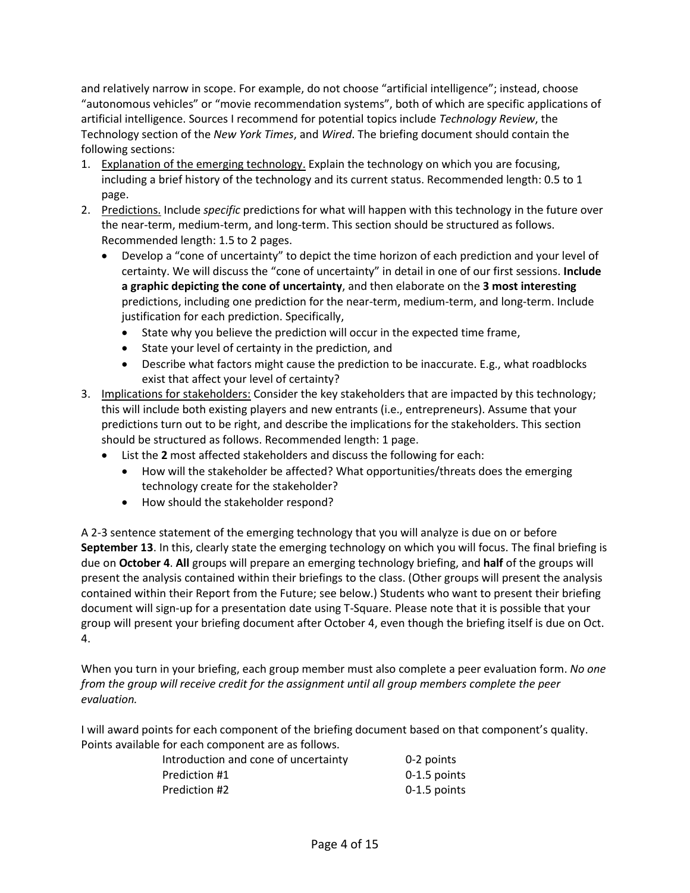and relatively narrow in scope. For example, do not choose "artificial intelligence"; instead, choose "autonomous vehicles" or "movie recommendation systems", both of which are specific applications of artificial intelligence. Sources I recommend for potential topics include *Technology Review*, the Technology section of the *New York Times*, and *Wired*. The briefing document should contain the following sections:

1. Explanation of the emerging technology. Explain the technology on which you are focusing, including a brief history of the technology and its current status. Recommended length: 0.5 to 1 page.
2. Predictions. Include *specific* predictions for what will happen with this technology in the future over the near-term, medium-term, and long-term. This section should be structured as follows. Recommended length: 1.5 to 2 pages.
   - Develop a "cone of uncertainty" to depict the time horizon of each prediction and your level of certainty. We will discuss the "cone of uncertainty" in detail in one of our first sessions. **Include a graphic depicting the cone of uncertainty**, and then elaborate on the **3 most interesting** predictions, including one prediction for the near-term, medium-term, and long-term. Include justification for each prediction. Specifically,
     - State why you believe the prediction will occur in the expected time frame,
     - State your level of certainty in the prediction, and
     - Describe what factors might cause the prediction to be inaccurate. E.g., what roadblocks exist that affect your level of certainty?
3. Implications for stakeholders: Consider the key stakeholders that are impacted by this technology; this will include both existing players and new entrants (i.e., entrepreneurs). Assume that your predictions turn out to be right, and describe the implications for the stakeholders. This section should be structured as follows. Recommended length: 1 page.
   - List the **2** most affected stakeholders and discuss the following for each:
     - How will the stakeholder be affected? What opportunities/threats does the emerging technology create for the stakeholder?
     - How should the stakeholder respond?

A 2-3 sentence statement of the emerging technology that you will analyze is due on or before **September 13**. In this, clearly state the emerging technology on which you will focus. The final briefing is due on **October 4**. **All** groups will prepare an emerging technology briefing, and **half** of the groups will present the analysis contained within their briefings to the class. (Other groups will present the analysis contained within their Report from the Future; see below.) Students who want to present their briefing document will sign-up for a presentation date using T-Square. Please note that it is possible that your group will present your briefing document after October 4, even though the briefing itself is due on Oct. 4.

When you turn in your briefing, each group member must also complete a peer evaluation form. *No one from the group will receive credit for the assignment until all group members complete the peer evaluation.*

I will award points for each component of the briefing document based on that component's quality. Points available for each component are as follows.

| Component | Points |
| --- | --- |
| Introduction and cone of uncertainty | 0-2 points |
| Prediction #1 | 0-1.5 points |
| Prediction #2 | 0-1.5 points |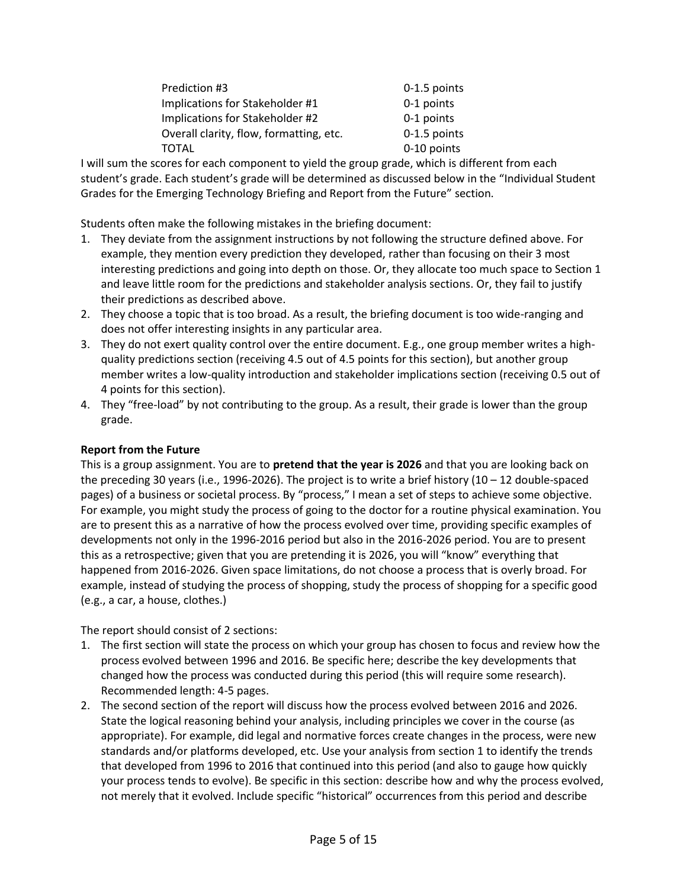| | |
|---|---|
| Prediction #3 | 0-1.5 points |
| Implications for Stakeholder #1 | 0-1 points |
| Implications for Stakeholder #2 | 0-1 points |
| Overall clarity, flow, formatting, etc. | 0-1.5 points |
| TOTAL | 0-10 points |

I will sum the scores for each component to yield the group grade, which is different from each student's grade. Each student's grade will be determined as discussed below in the "Individual Student Grades for the Emerging Technology Briefing and Report from the Future" section.

Students often make the following mistakes in the briefing document:

1. They deviate from the assignment instructions by not following the structure defined above. For example, they mention every prediction they developed, rather than focusing on their 3 most interesting predictions and going into depth on those. Or, they allocate too much space to Section 1 and leave little room for the predictions and stakeholder analysis sections. Or, they fail to justify their predictions as described above.
2. They choose a topic that is too broad. As a result, the briefing document is too wide-ranging and does not offer interesting insights in any particular area.
3. They do not exert quality control over the entire document. E.g., one group member writes a high-quality predictions section (receiving 4.5 out of 4.5 points for this section), but another group member writes a low-quality introduction and stakeholder implications section (receiving 0.5 out of 4 points for this section).
4. They "free-load" by not contributing to the group. As a result, their grade is lower than the group grade.

**Report from the Future**

This is a group assignment. You are to **pretend that the year is 2026** and that you are looking back on the preceding 30 years (i.e., 1996-2026). The project is to write a brief history (10 – 12 double-spaced pages) of a business or societal process. By "process," I mean a set of steps to achieve some objective. For example, you might study the process of going to the doctor for a routine physical examination. You are to present this as a narrative of how the process evolved over time, providing specific examples of developments not only in the 1996-2016 period but also in the 2016-2026 period. You are to present this as a retrospective; given that you are pretending it is 2026, you will "know" everything that happened from 2016-2026. Given space limitations, do not choose a process that is overly broad. For example, instead of studying the process of shopping, study the process of shopping for a specific good (e.g., a car, a house, clothes.)

The report should consist of 2 sections:

1. The first section will state the process on which your group has chosen to focus and review how the process evolved between 1996 and 2016. Be specific here; describe the key developments that changed how the process was conducted during this period (this will require some research). Recommended length: 4-5 pages.
2. The second section of the report will discuss how the process evolved between 2016 and 2026. State the logical reasoning behind your analysis, including principles we cover in the course (as appropriate). For example, did legal and normative forces create changes in the process, were new standards and/or platforms developed, etc. Use your analysis from section 1 to identify the trends that developed from 1996 to 2016 that continued into this period (and also to gauge how quickly your process tends to evolve). Be specific in this section: describe how and why the process evolved, not merely that it evolved. Include specific "historical" occurrences from this period and describe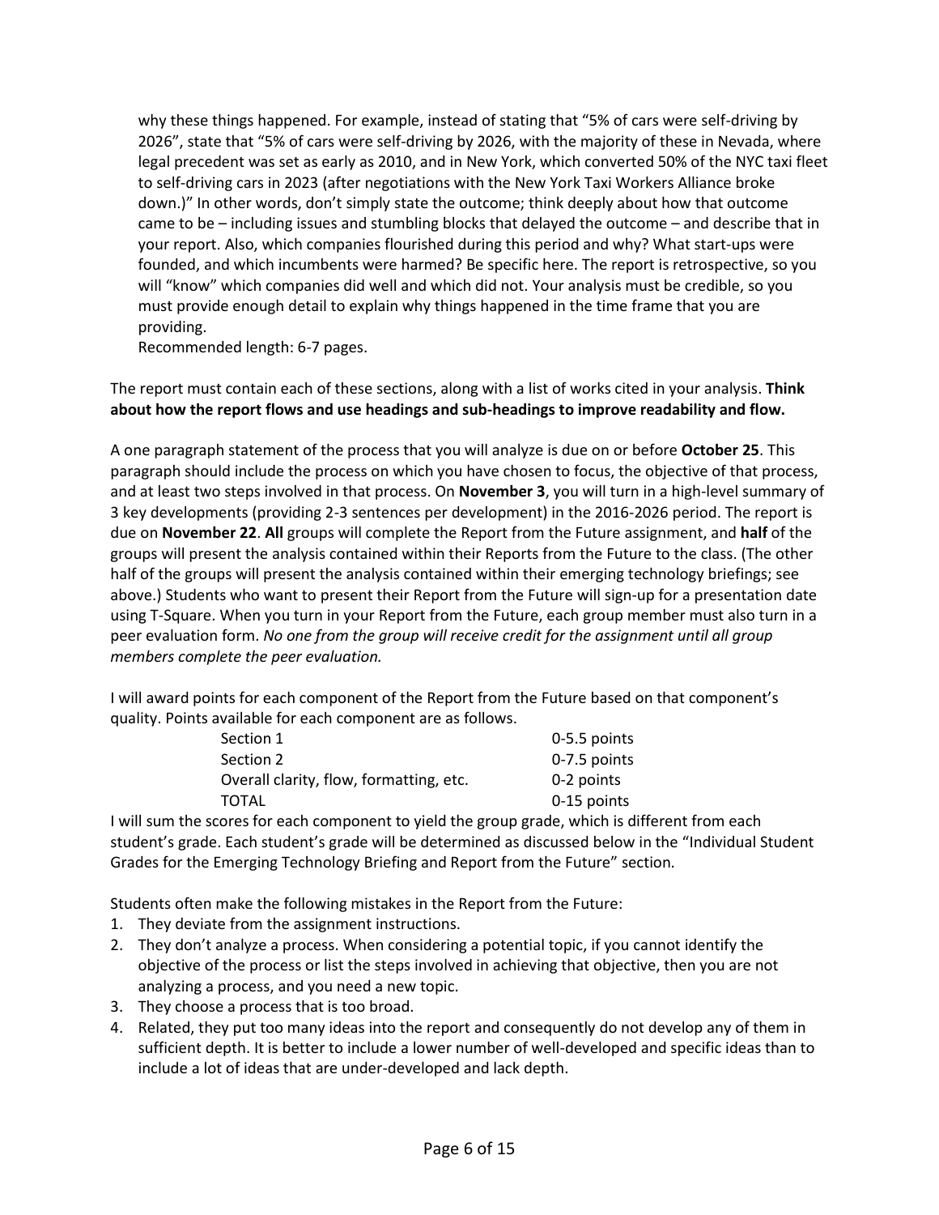why these things happened. For example, instead of stating that "5% of cars were self-driving by 2026", state that "5% of cars were self-driving by 2026, with the majority of these in Nevada, where legal precedent was set as early as 2010, and in New York, which converted 50% of the NYC taxi fleet to self-driving cars in 2023 (after negotiations with the New York Taxi Workers Alliance broke down.)" In other words, don't simply state the outcome; think deeply about how that outcome came to be – including issues and stumbling blocks that delayed the outcome – and describe that in your report. Also, which companies flourished during this period and why? What start-ups were founded, and which incumbents were harmed? Be specific here. The report is retrospective, so you will "know" which companies did well and which did not. Your analysis must be credible, so you must provide enough detail to explain why things happened in the time frame that you are providing.
Recommended length: 6-7 pages.

The report must contain each of these sections, along with a list of works cited in your analysis. **Think about how the report flows and use headings and sub-headings to improve readability and flow.**

A one paragraph statement of the process that you will analyze is due on or before **October 25**. This paragraph should include the process on which you have chosen to focus, the objective of that process, and at least two steps involved in that process. On **November 3**, you will turn in a high-level summary of 3 key developments (providing 2-3 sentences per development) in the 2016-2026 period. The report is due on **November 22**. **All** groups will complete the Report from the Future assignment, and **half** of the groups will present the analysis contained within their Reports from the Future to the class. (The other half of the groups will present the analysis contained within their emerging technology briefings; see above.) Students who want to present their Report from the Future will sign-up for a presentation date using T-Square. When you turn in your Report from the Future, each group member must also turn in a peer evaluation form. *No one from the group will receive credit for the assignment until all group members complete the peer evaluation.*

I will award points for each component of the Report from the Future based on that component's quality. Points available for each component are as follows.

| Component | Points |
|---|---|
| Section 1 | 0-5.5 points |
| Section 2 | 0-7.5 points |
| Overall clarity, flow, formatting, etc. | 0-2 points |
| TOTAL | 0-15 points |

I will sum the scores for each component to yield the group grade, which is different from each student's grade. Each student's grade will be determined as discussed below in the "Individual Student Grades for the Emerging Technology Briefing and Report from the Future" section.

Students often make the following mistakes in the Report from the Future:

1. They deviate from the assignment instructions.
2. They don't analyze a process. When considering a potential topic, if you cannot identify the objective of the process or list the steps involved in achieving that objective, then you are not analyzing a process, and you need a new topic.
3. They choose a process that is too broad.
4. Related, they put too many ideas into the report and consequently do not develop any of them in sufficient depth. It is better to include a lower number of well-developed and specific ideas than to include a lot of ideas that are under-developed and lack depth.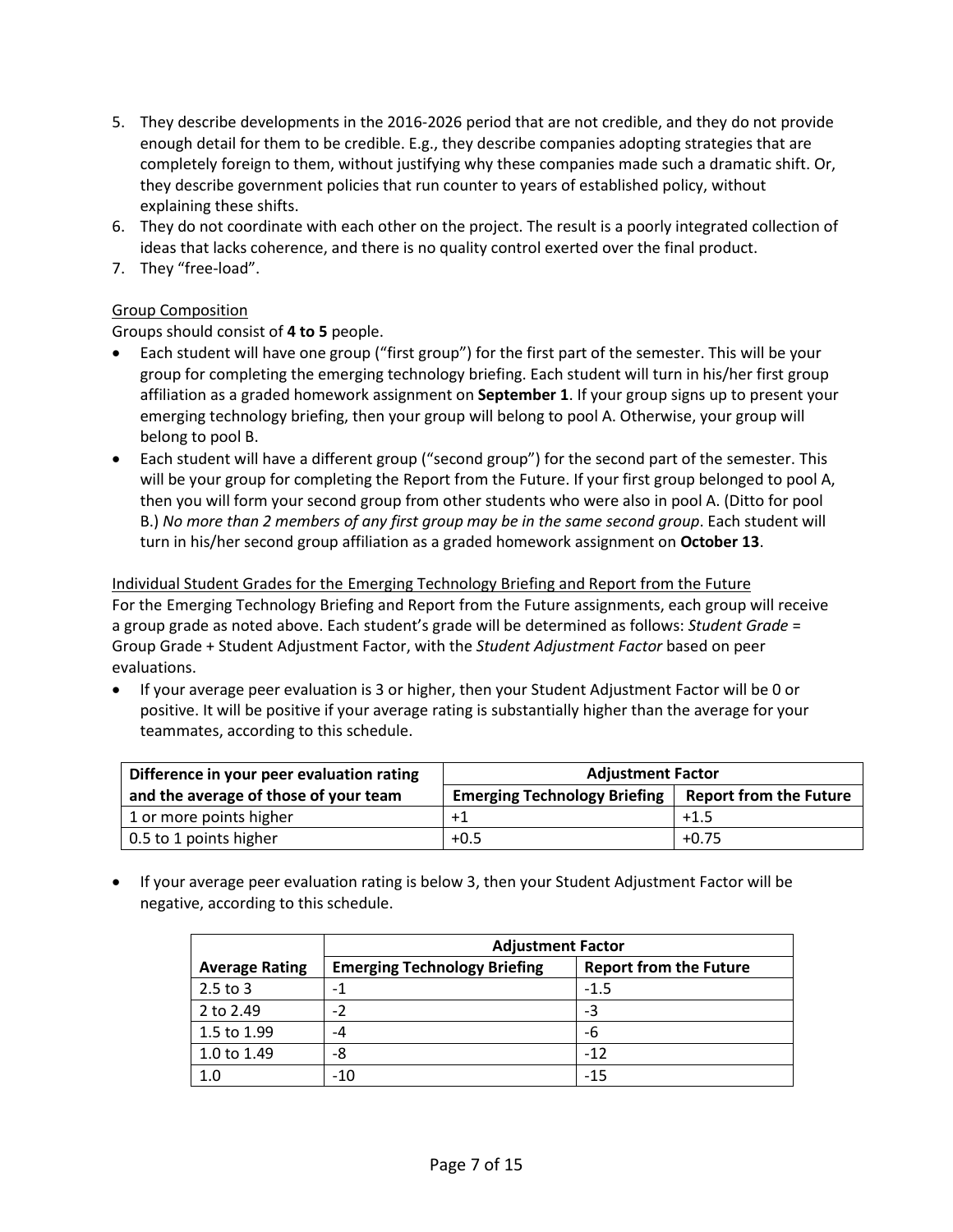5. They describe developments in the 2016-2026 period that are not credible, and they do not provide enough detail for them to be credible. E.g., they describe companies adopting strategies that are completely foreign to them, without justifying why these companies made such a dramatic shift. Or, they describe government policies that run counter to years of established policy, without explaining these shifts.
6. They do not coordinate with each other on the project. The result is a poorly integrated collection of ideas that lacks coherence, and there is no quality control exerted over the final product.
7. They "free-load".

<u>Group Composition</u>

Groups should consist of **4 to 5** people.

- Each student will have one group ("first group") for the first part of the semester. This will be your group for completing the emerging technology briefing. Each student will turn in his/her first group affiliation as a graded homework assignment on **September 1**. If your group signs up to present your emerging technology briefing, then your group will belong to pool A. Otherwise, your group will belong to pool B.
- Each student will have a different group ("second group") for the second part of the semester. This will be your group for completing the Report from the Future. If your first group belonged to pool A, then you will form your second group from other students who were also in pool A. (Ditto for pool B.) *No more than 2 members of any first group may be in the same second group*. Each student will turn in his/her second group affiliation as a graded homework assignment on **October 13**.

<u>Individual Student Grades for the Emerging Technology Briefing and Report from the Future</u>

For the Emerging Technology Briefing and Report from the Future assignments, each group will receive a group grade as noted above. Each student's grade will be determined as follows: *Student Grade* = Group Grade + Student Adjustment Factor, with the *Student Adjustment Factor* based on peer evaluations.

- If your average peer evaluation is 3 or higher, then your Student Adjustment Factor will be 0 or positive. It will be positive if your average rating is substantially higher than the average for your teammates, according to this schedule.

| Difference in your peer evaluation rating and the average of those of your team | Adjustment Factor | |
|---|---|---|
| | Emerging Technology Briefing | Report from the Future |
| 1 or more points higher | +1 | +1.5 |
| 0.5 to 1 points higher | +0.5 | +0.75 |

- If your average peer evaluation rating is below 3, then your Student Adjustment Factor will be negative, according to this schedule.

| | Adjustment Factor | |
|---|---|---|
| Average Rating | Emerging Technology Briefing | Report from the Future |
| 2.5 to 3 | -1 | -1.5 |
| 2 to 2.49 | -2 | -3 |
| 1.5 to 1.99 | -4 | -6 |
| 1.0 to 1.49 | -8 | -12 |
| 1.0 | -10 | -15 |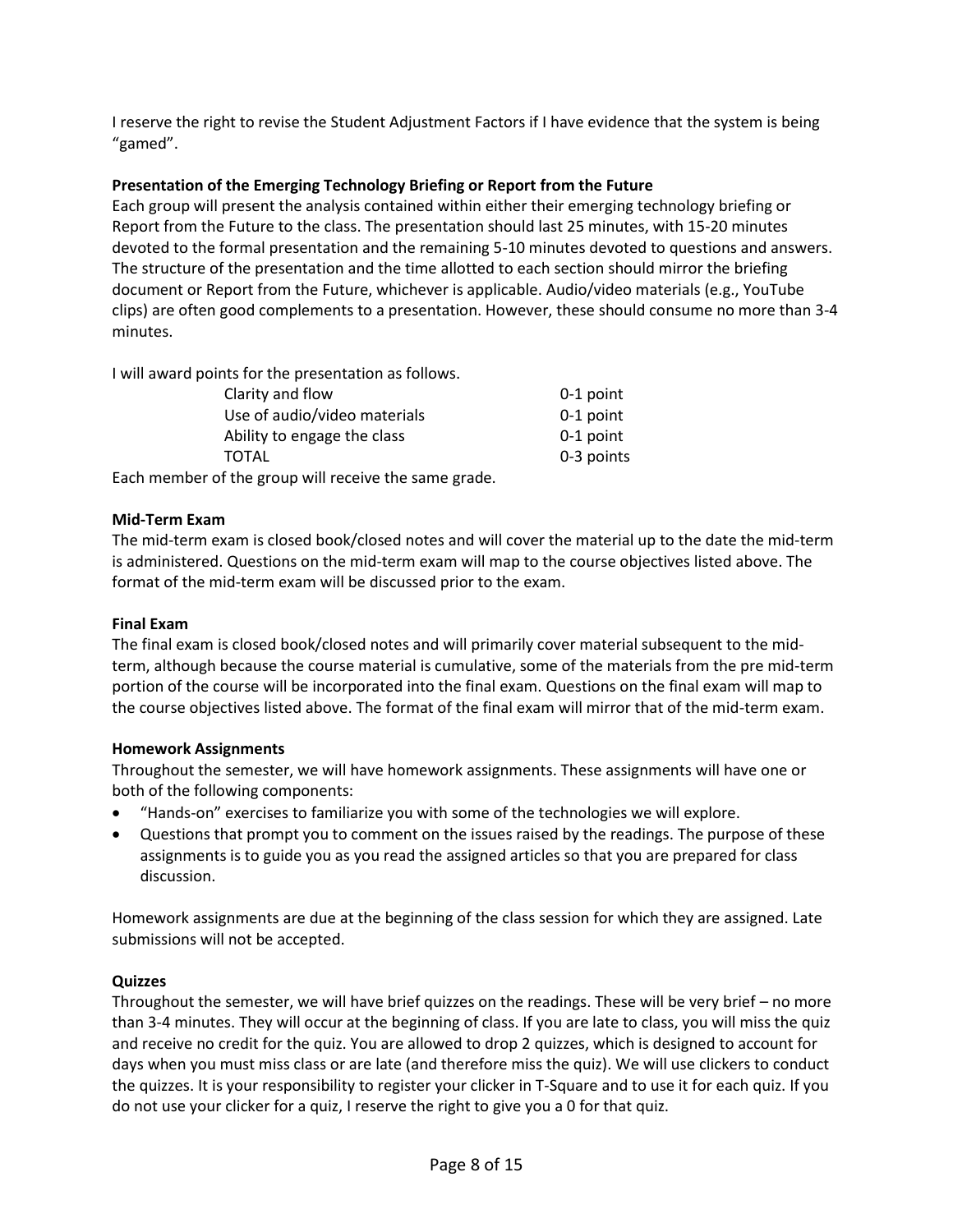I reserve the right to revise the Student Adjustment Factors if I have evidence that the system is being "gamed".

**Presentation of the Emerging Technology Briefing or Report from the Future**

Each group will present the analysis contained within either their emerging technology briefing or Report from the Future to the class. The presentation should last 25 minutes, with 15-20 minutes devoted to the formal presentation and the remaining 5-10 minutes devoted to questions and answers. The structure of the presentation and the time allotted to each section should mirror the briefing document or Report from the Future, whichever is applicable. Audio/video materials (e.g., YouTube clips) are often good complements to a presentation. However, these should consume no more than 3-4 minutes.

I will award points for the presentation as follows.

| | |
|---|---|
| Clarity and flow | 0-1 point |
| Use of audio/video materials | 0-1 point |
| Ability to engage the class | 0-1 point |
| TOTAL | 0-3 points |

Each member of the group will receive the same grade.

**Mid-Term Exam**

The mid-term exam is closed book/closed notes and will cover the material up to the date the mid-term is administered. Questions on the mid-term exam will map to the course objectives listed above. The format of the mid-term exam will be discussed prior to the exam.

**Final Exam**

The final exam is closed book/closed notes and will primarily cover material subsequent to the mid-term, although because the course material is cumulative, some of the materials from the pre mid-term portion of the course will be incorporated into the final exam. Questions on the final exam will map to the course objectives listed above. The format of the final exam will mirror that of the mid-term exam.

**Homework Assignments**

Throughout the semester, we will have homework assignments. These assignments will have one or both of the following components:

- "Hands-on" exercises to familiarize you with some of the technologies we will explore.
- Questions that prompt you to comment on the issues raised by the readings. The purpose of these assignments is to guide you as you read the assigned articles so that you are prepared for class discussion.

Homework assignments are due at the beginning of the class session for which they are assigned. Late submissions will not be accepted.

**Quizzes**

Throughout the semester, we will have brief quizzes on the readings. These will be very brief – no more than 3-4 minutes. They will occur at the beginning of class. If you are late to class, you will miss the quiz and receive no credit for the quiz. You are allowed to drop 2 quizzes, which is designed to account for days when you must miss class or are late (and therefore miss the quiz). We will use clickers to conduct the quizzes. It is your responsibility to register your clicker in T-Square and to use it for each quiz. If you do not use your clicker for a quiz, I reserve the right to give you a 0 for that quiz.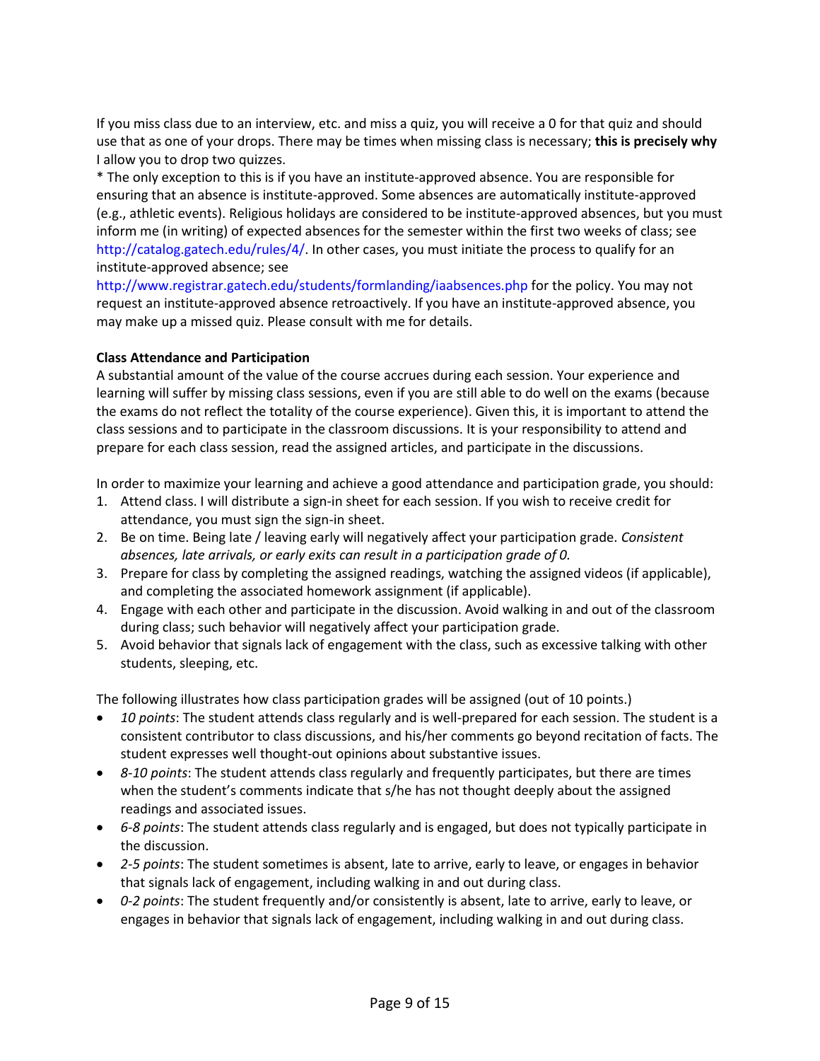If you miss class due to an interview, etc. and miss a quiz, you will receive a 0 for that quiz and should use that as one of your drops. There may be times when missing class is necessary; **this is precisely why** I allow you to drop two quizzes.

* The only exception to this is if you have an institute-approved absence. You are responsible for ensuring that an absence is institute-approved. Some absences are automatically institute-approved (e.g., athletic events). Religious holidays are considered to be institute-approved absences, but you must inform me (in writing) of expected absences for the semester within the first two weeks of class; see http://catalog.gatech.edu/rules/4/. In other cases, you must initiate the process to qualify for an institute-approved absence; see http://www.registrar.gatech.edu/students/formlanding/iaabsences.php for the policy. You may not request an institute-approved absence retroactively. If you have an institute-approved absence, you may make up a missed quiz. Please consult with me for details.

**Class Attendance and Participation**

A substantial amount of the value of the course accrues during each session. Your experience and learning will suffer by missing class sessions, even if you are still able to do well on the exams (because the exams do not reflect the totality of the course experience). Given this, it is important to attend the class sessions and to participate in the classroom discussions. It is your responsibility to attend and prepare for each class session, read the assigned articles, and participate in the discussions.

In order to maximize your learning and achieve a good attendance and participation grade, you should:

1. Attend class. I will distribute a sign-in sheet for each session. If you wish to receive credit for attendance, you must sign the sign-in sheet.
2. Be on time. Being late / leaving early will negatively affect your participation grade. *Consistent absences, late arrivals, or early exits can result in a participation grade of 0.*
3. Prepare for class by completing the assigned readings, watching the assigned videos (if applicable), and completing the associated homework assignment (if applicable).
4. Engage with each other and participate in the discussion. Avoid walking in and out of the classroom during class; such behavior will negatively affect your participation grade.
5. Avoid behavior that signals lack of engagement with the class, such as excessive talking with other students, sleeping, etc.

The following illustrates how class participation grades will be assigned (out of 10 points.)

- *10 points*: The student attends class regularly and is well-prepared for each session. The student is a consistent contributor to class discussions, and his/her comments go beyond recitation of facts. The student expresses well thought-out opinions about substantive issues.
- *8-10 points*: The student attends class regularly and frequently participates, but there are times when the student's comments indicate that s/he has not thought deeply about the assigned readings and associated issues.
- *6-8 points*: The student attends class regularly and is engaged, but does not typically participate in the discussion.
- *2-5 points*: The student sometimes is absent, late to arrive, early to leave, or engages in behavior that signals lack of engagement, including walking in and out during class.
- *0-2 points*: The student frequently and/or consistently is absent, late to arrive, early to leave, or engages in behavior that signals lack of engagement, including walking in and out during class.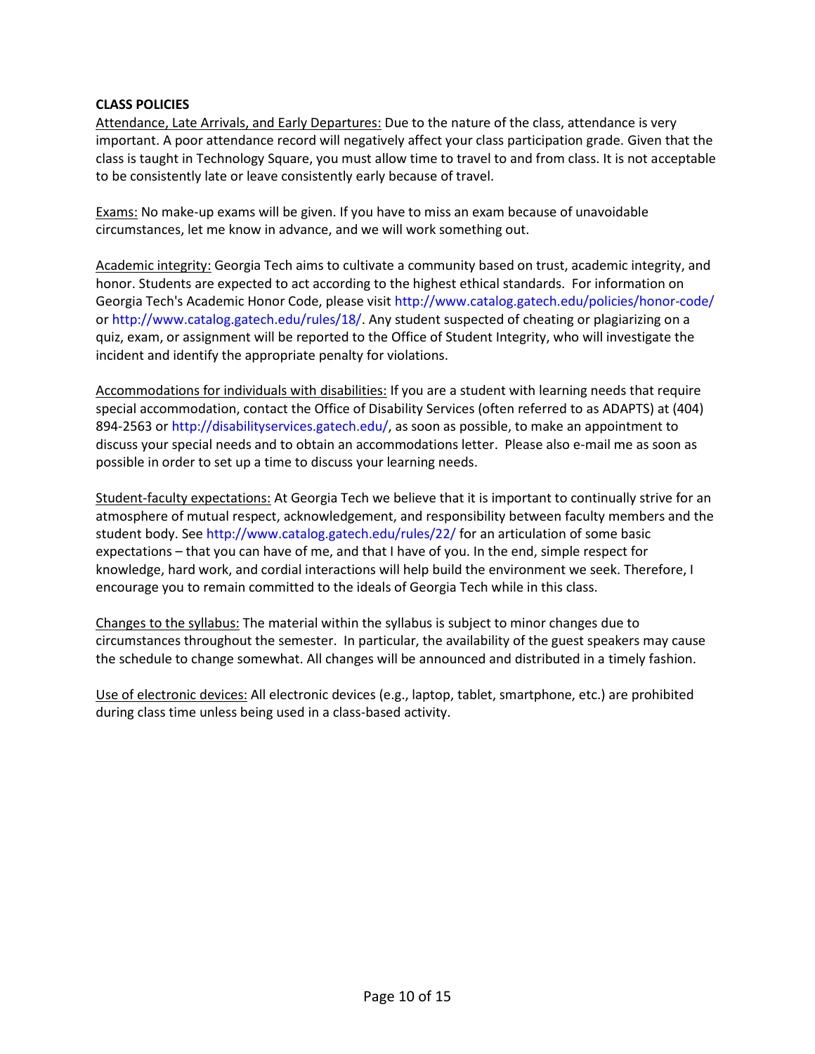**CLASS POLICIES**

Attendance, Late Arrivals, and Early Departures: Due to the nature of the class, attendance is very important. A poor attendance record will negatively affect your class participation grade. Given that the class is taught in Technology Square, you must allow time to travel to and from class. It is not acceptable to be consistently late or leave consistently early because of travel.

Exams: No make-up exams will be given. If you have to miss an exam because of unavoidable circumstances, let me know in advance, and we will work something out.

Academic integrity: Georgia Tech aims to cultivate a community based on trust, academic integrity, and honor. Students are expected to act according to the highest ethical standards. For information on Georgia Tech's Academic Honor Code, please visit http://www.catalog.gatech.edu/policies/honor-code/ or http://www.catalog.gatech.edu/rules/18/. Any student suspected of cheating or plagiarizing on a quiz, exam, or assignment will be reported to the Office of Student Integrity, who will investigate the incident and identify the appropriate penalty for violations.

Accommodations for individuals with disabilities: If you are a student with learning needs that require special accommodation, contact the Office of Disability Services (often referred to as ADAPTS) at (404) 894-2563 or http://disabilityservices.gatech.edu/, as soon as possible, to make an appointment to discuss your special needs and to obtain an accommodations letter. Please also e-mail me as soon as possible in order to set up a time to discuss your learning needs.

Student-faculty expectations: At Georgia Tech we believe that it is important to continually strive for an atmosphere of mutual respect, acknowledgement, and responsibility between faculty members and the student body. See http://www.catalog.gatech.edu/rules/22/ for an articulation of some basic expectations – that you can have of me, and that I have of you. In the end, simple respect for knowledge, hard work, and cordial interactions will help build the environment we seek. Therefore, I encourage you to remain committed to the ideals of Georgia Tech while in this class.

Changes to the syllabus: The material within the syllabus is subject to minor changes due to circumstances throughout the semester. In particular, the availability of the guest speakers may cause the schedule to change somewhat. All changes will be announced and distributed in a timely fashion.

Use of electronic devices: All electronic devices (e.g., laptop, tablet, smartphone, etc.) are prohibited during class time unless being used in a class-based activity.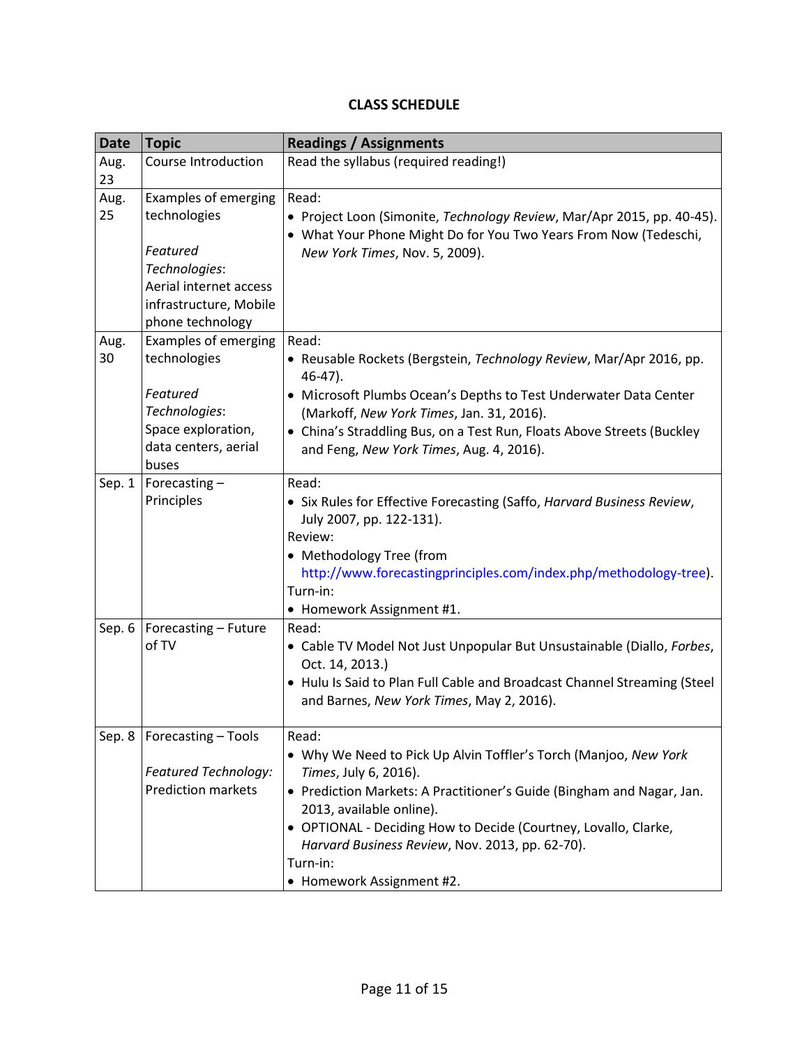## CLASS SCHEDULE

| Date | Topic | Readings / Assignments |
|---|---|---|
| Aug. 23 | Course Introduction | Read the syllabus (required reading!) |
| Aug. 25 | Examples of emerging technologies<br><br>*Featured Technologies*: Aerial internet access infrastructure, Mobile phone technology | Read:<br>• Project Loon (Simonite, *Technology Review*, Mar/Apr 2015, pp. 40-45).<br>• What Your Phone Might Do for You Two Years From Now (Tedeschi, *New York Times*, Nov. 5, 2009). |
| Aug. 30 | Examples of emerging technologies<br><br>*Featured Technologies*: Space exploration, data centers, aerial buses | Read:<br>• Reusable Rockets (Bergstein, *Technology Review*, Mar/Apr 2016, pp. 46-47).<br>• Microsoft Plumbs Ocean's Depths to Test Underwater Data Center (Markoff, *New York Times*, Jan. 31, 2016).<br>• China's Straddling Bus, on a Test Run, Floats Above Streets (Buckley and Feng, *New York Times*, Aug. 4, 2016). |
| Sep. 1 | Forecasting – Principles | Read:<br>• Six Rules for Effective Forecasting (Saffo, *Harvard Business Review*, July 2007, pp. 122-131).<br>Review:<br>• Methodology Tree (from http://www.forecastingprinciples.com/index.php/methodology-tree).<br>Turn-in:<br>• Homework Assignment #1. |
| Sep. 6 | Forecasting – Future of TV | Read:<br>• Cable TV Model Not Just Unpopular But Unsustainable (Diallo, *Forbes*, Oct. 14, 2013.)<br>• Hulu Is Said to Plan Full Cable and Broadcast Channel Streaming (Steel and Barnes, *New York Times*, May 2, 2016). |
| Sep. 8 | Forecasting – Tools<br><br>*Featured Technology:* Prediction markets | Read:<br>• Why We Need to Pick Up Alvin Toffler's Torch (Manjoo, *New York Times*, July 6, 2016).<br>• Prediction Markets: A Practitioner's Guide (Bingham and Nagar, Jan. 2013, available online).<br>• OPTIONAL - Deciding How to Decide (Courtney, Lovallo, Clarke, *Harvard Business Review*, Nov. 2013, pp. 62-70).<br>Turn-in:<br>• Homework Assignment #2. |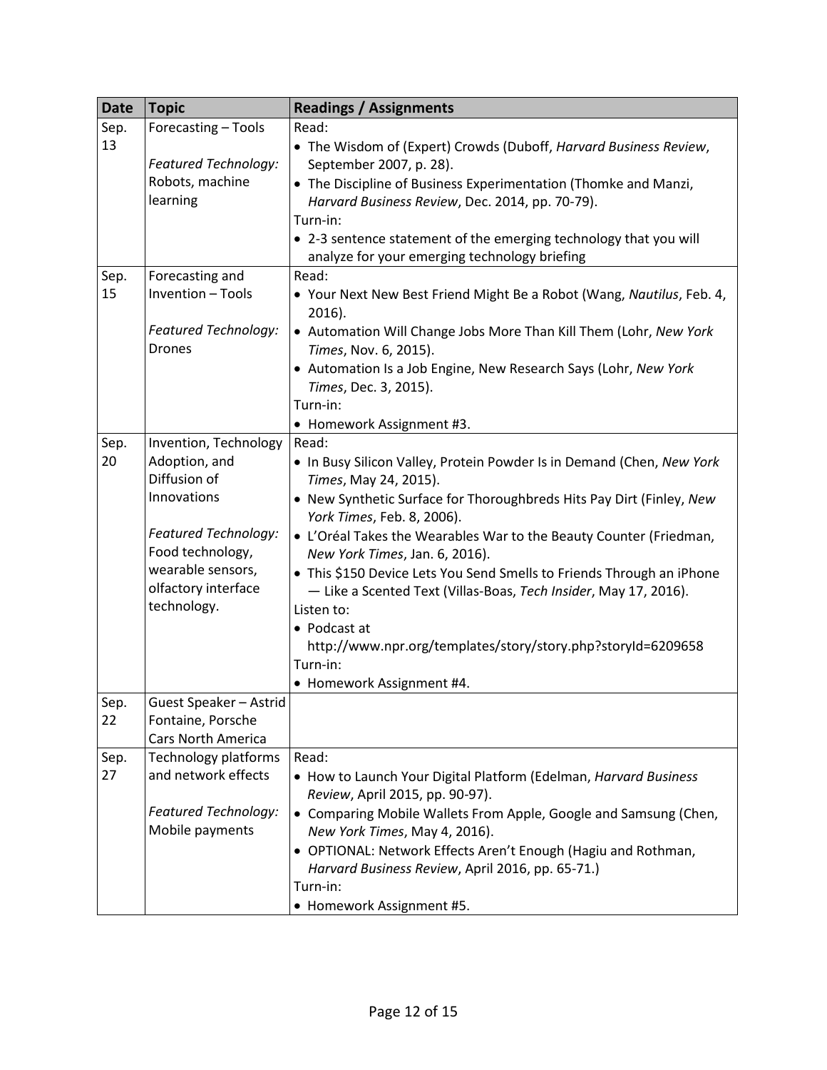| Date | Topic | Readings / Assignments |
|---|---|---|
| Sep. 13 | Forecasting – Tools<br><br>*Featured Technology:* Robots, machine learning | Read:<br>• The Wisdom of (Expert) Crowds (Duboff, *Harvard Business Review*, September 2007, p. 28).<br>• The Discipline of Business Experimentation (Thomke and Manzi, *Harvard Business Review*, Dec. 2014, pp. 70-79).<br>Turn-in:<br>• 2-3 sentence statement of the emerging technology that you will analyze for your emerging technology briefing |
| Sep. 15 | Forecasting and Invention – Tools<br><br>*Featured Technology:* Drones | Read:<br>• Your Next New Best Friend Might Be a Robot (Wang, *Nautilus*, Feb. 4, 2016).<br>• Automation Will Change Jobs More Than Kill Them (Lohr, *New York Times*, Nov. 6, 2015).<br>• Automation Is a Job Engine, New Research Says (Lohr, *New York Times*, Dec. 3, 2015).<br>Turn-in:<br>• Homework Assignment #3. |
| Sep. 20 | Invention, Technology Adoption, and Diffusion of Innovations<br><br>*Featured Technology:* Food technology, wearable sensors, olfactory interface technology. | Read:<br>• In Busy Silicon Valley, Protein Powder Is in Demand (Chen, *New York Times*, May 24, 2015).<br>• New Synthetic Surface for Thoroughbreds Hits Pay Dirt (Finley, *New York Times*, Feb. 8, 2006).<br>• L'Oréal Takes the Wearables War to the Beauty Counter (Friedman, *New York Times*, Jan. 6, 2016).<br>• This $150 Device Lets You Send Smells to Friends Through an iPhone — Like a Scented Text (Villas-Boas, *Tech Insider*, May 17, 2016).<br>Listen to:<br>• Podcast at http://www.npr.org/templates/story/story.php?storyId=6209658<br>Turn-in:<br>• Homework Assignment #4. |
| Sep. 22 | Guest Speaker – Astrid Fontaine, Porsche Cars North America | |
| Sep. 27 | Technology platforms and network effects<br><br>*Featured Technology:* Mobile payments | Read:<br>• How to Launch Your Digital Platform (Edelman, *Harvard Business Review*, April 2015, pp. 90-97).<br>• Comparing Mobile Wallets From Apple, Google and Samsung (Chen, *New York Times*, May 4, 2016).<br>• OPTIONAL: Network Effects Aren't Enough (Hagiu and Rothman, *Harvard Business Review*, April 2016, pp. 65-71.)<br>Turn-in:<br>• Homework Assignment #5. |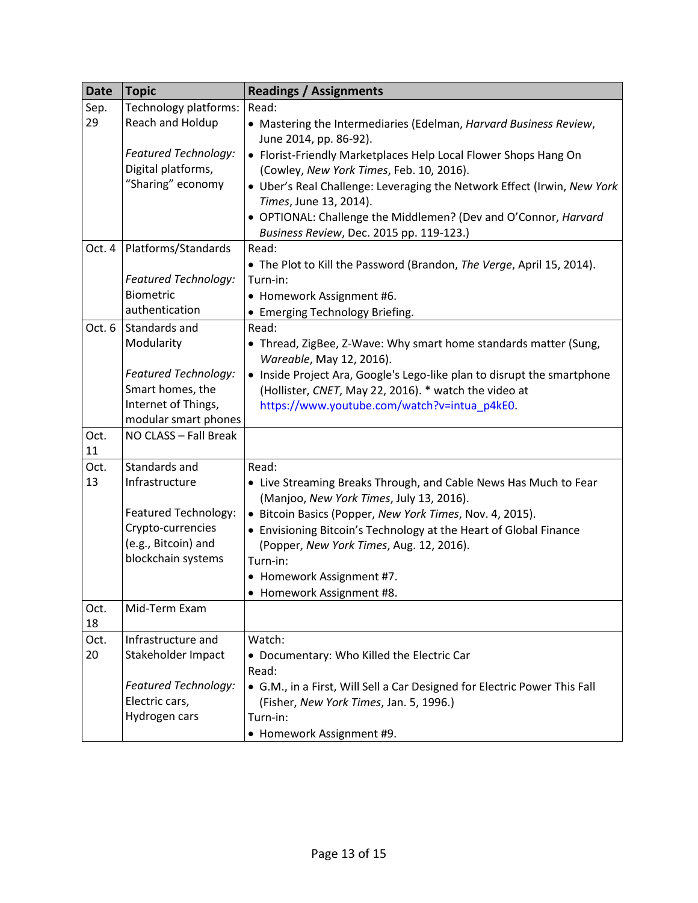| Date | Topic | Readings / Assignments |
|---|---|---|
| Sep. 29 | Technology platforms: Reach and Holdup<br><br>*Featured Technology:* Digital platforms, "Sharing" economy | Read:<br>• Mastering the Intermediaries (Edelman, *Harvard Business Review*, June 2014, pp. 86-92).<br>• Florist-Friendly Marketplaces Help Local Flower Shops Hang On (Cowley, *New York Times*, Feb. 10, 2016).<br>• Uber's Real Challenge: Leveraging the Network Effect (Irwin, *New York Times*, June 13, 2014).<br>• OPTIONAL: Challenge the Middlemen? (Dev and O'Connor, *Harvard Business Review*, Dec. 2015 pp. 119-123.) |
| Oct. 4 | Platforms/Standards<br><br>*Featured Technology:* Biometric authentication | Read:<br>• The Plot to Kill the Password (Brandon, *The Verge*, April 15, 2014).<br>Turn-in:<br>• Homework Assignment #6.<br>• Emerging Technology Briefing. |
| Oct. 6 | Standards and Modularity<br><br>*Featured Technology:* Smart homes, the Internet of Things, modular smart phones | Read:<br>• Thread, ZigBee, Z-Wave: Why smart home standards matter (Sung, *Wareable*, May 12, 2016).<br>• Inside Project Ara, Google's Lego-like plan to disrupt the smartphone (Hollister, *CNET*, May 22, 2016). * watch the video at https://www.youtube.com/watch?v=intua_p4kE0. |
| Oct. 11 | NO CLASS – Fall Break | |
| Oct. 13 | Standards and Infrastructure<br><br>Featured Technology: Crypto-currencies (e.g., Bitcoin) and blockchain systems | Read:<br>• Live Streaming Breaks Through, and Cable News Has Much to Fear (Manjoo, *New York Times*, July 13, 2016).<br>• Bitcoin Basics (Popper, *New York Times*, Nov. 4, 2015).<br>• Envisioning Bitcoin's Technology at the Heart of Global Finance (Popper, *New York Times*, Aug. 12, 2016).<br>Turn-in:<br>• Homework Assignment #7.<br>• Homework Assignment #8. |
| Oct. 18 | Mid-Term Exam | |
| Oct. 20 | Infrastructure and Stakeholder Impact<br><br>*Featured Technology:* Electric cars, Hydrogen cars | Watch:<br>• Documentary: Who Killed the Electric Car<br>Read:<br>• G.M., in a First, Will Sell a Car Designed for Electric Power This Fall (Fisher, *New York Times*, Jan. 5, 1996.)<br>Turn-in:<br>• Homework Assignment #9. |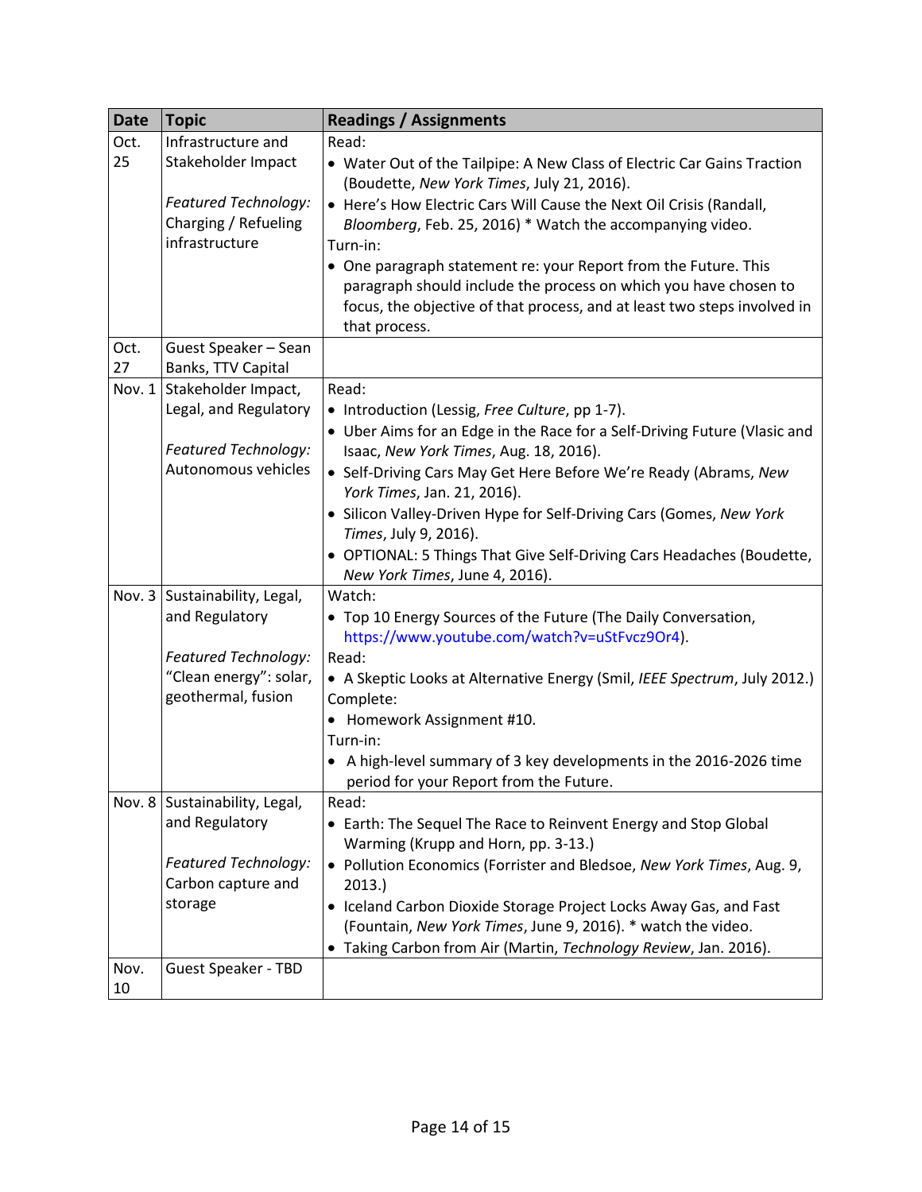| Date | Topic | Readings / Assignments |
|---|---|---|
| Oct. 25 | Infrastructure and Stakeholder Impact<br><br>*Featured Technology:* Charging / Refueling infrastructure | Read:<br>• Water Out of the Tailpipe: A New Class of Electric Car Gains Traction (Boudette, *New York Times*, July 21, 2016).<br>• Here's How Electric Cars Will Cause the Next Oil Crisis (Randall, *Bloomberg*, Feb. 25, 2016) * Watch the accompanying video.<br>Turn-in:<br>• One paragraph statement re: your Report from the Future. This paragraph should include the process on which you have chosen to focus, the objective of that process, and at least two steps involved in that process. |
| Oct. 27 | Guest Speaker – Sean Banks, TTV Capital | |
| Nov. 1 | Stakeholder Impact, Legal, and Regulatory<br><br>*Featured Technology:* Autonomous vehicles | Read:<br>• Introduction (Lessig, *Free Culture*, pp 1-7).<br>• Uber Aims for an Edge in the Race for a Self-Driving Future (Vlasic and Isaac, *New York Times*, Aug. 18, 2016).<br>• Self-Driving Cars May Get Here Before We're Ready (Abrams, *New York Times*, Jan. 21, 2016).<br>• Silicon Valley-Driven Hype for Self-Driving Cars (Gomes, *New York Times*, July 9, 2016).<br>• OPTIONAL: 5 Things That Give Self-Driving Cars Headaches (Boudette, *New York Times*, June 4, 2016). |
| Nov. 3 | Sustainability, Legal, and Regulatory<br><br>*Featured Technology:* "Clean energy": solar, geothermal, fusion | Watch:<br>• Top 10 Energy Sources of the Future (The Daily Conversation, https://www.youtube.com/watch?v=uStFvcz9Or4).<br>Read:<br>• A Skeptic Looks at Alternative Energy (Smil, *IEEE Spectrum*, July 2012.)<br>Complete:<br>• Homework Assignment #10.<br>Turn-in:<br>• A high-level summary of 3 key developments in the 2016-2026 time period for your Report from the Future. |
| Nov. 8 | Sustainability, Legal, and Regulatory<br><br>*Featured Technology:* Carbon capture and storage | Read:<br>• Earth: The Sequel The Race to Reinvent Energy and Stop Global Warming (Krupp and Horn, pp. 3-13.)<br>• Pollution Economics (Forrister and Bledsoe, *New York Times*, Aug. 9, 2013.)<br>• Iceland Carbon Dioxide Storage Project Locks Away Gas, and Fast (Fountain, *New York Times*, June 9, 2016). * watch the video.<br>• Taking Carbon from Air (Martin, *Technology Review*, Jan. 2016). |
| Nov. 10 | Guest Speaker - TBD | |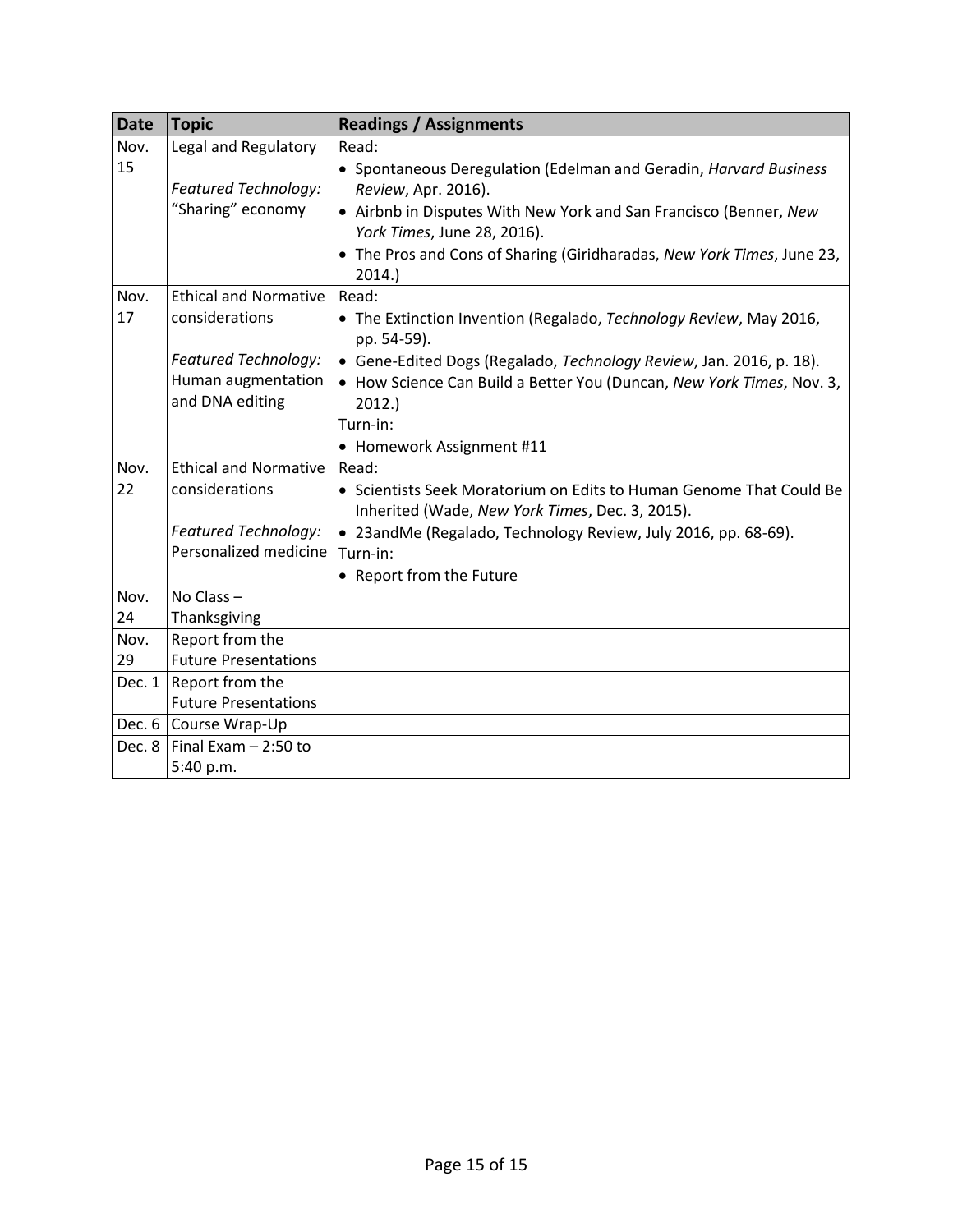| Date | Topic | Readings / Assignments |
|---|---|---|
| Nov. 15 | Legal and Regulatory<br><br>*Featured Technology:* "Sharing" economy | Read:<br>• Spontaneous Deregulation (Edelman and Geradin, *Harvard Business Review*, Apr. 2016).<br>• Airbnb in Disputes With New York and San Francisco (Benner, *New York Times*, June 28, 2016).<br>• The Pros and Cons of Sharing (Giridharadas, *New York Times*, June 23, 2014.) |
| Nov. 17 | Ethical and Normative considerations<br><br>*Featured Technology:* Human augmentation and DNA editing | Read:<br>• The Extinction Invention (Regalado, *Technology Review*, May 2016, pp. 54-59).<br>• Gene-Edited Dogs (Regalado, *Technology Review*, Jan. 2016, p. 18).<br>• How Science Can Build a Better You (Duncan, *New York Times*, Nov. 3, 2012.)<br>Turn-in:<br>• Homework Assignment #11 |
| Nov. 22 | Ethical and Normative considerations<br><br>*Featured Technology:* Personalized medicine | Read:<br>• Scientists Seek Moratorium on Edits to Human Genome That Could Be Inherited (Wade, *New York Times*, Dec. 3, 2015).<br>• 23andMe (Regalado, Technology Review, July 2016, pp. 68-69).<br>Turn-in:<br>• Report from the Future |
| Nov. 24 | No Class – Thanksgiving | |
| Nov. 29 | Report from the Future Presentations | |
| Dec. 1 | Report from the Future Presentations | |
| Dec. 6 | Course Wrap-Up | |
| Dec. 8 | Final Exam – 2:50 to 5:40 p.m. | |